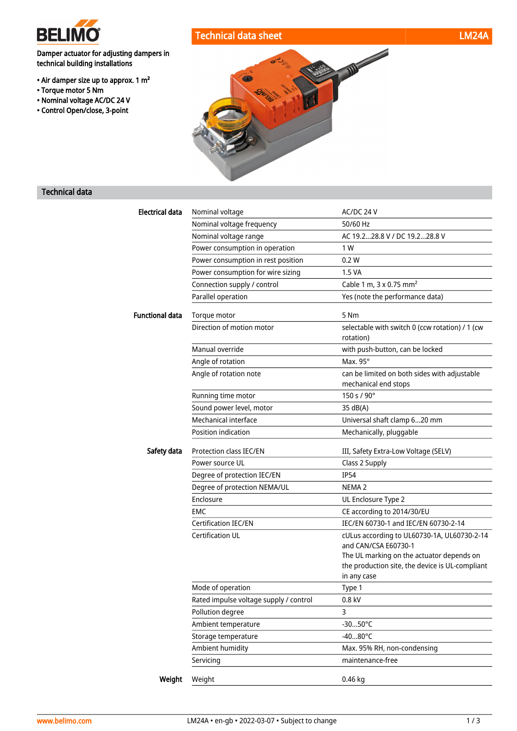BELIMO

# Technical data sheet LM24A

Damper actuator for adjusting dampers in technical building installations

- Air damper size up to approx. 1 m²
- Torque motor 5 Nm
- Nominal voltage AC/DC 24 V
- Control Open/close, 3-point

## Technical data

| | | |
|---|---|---|
| **Electrical data** | Nominal voltage | AC/DC 24 V |
| | Nominal voltage frequency | 50/60 Hz |
| | Nominal voltage range | AC 19.2...28.8 V / DC 19.2...28.8 V |
| | Power consumption in operation | 1 W |
| | Power consumption in rest position | 0.2 W |
| | Power consumption for wire sizing | 1.5 VA |
| | Connection supply / control | Cable 1 m, 3 x 0.75 mm² |
| | Parallel operation | Yes (note the performance data) |
| **Functional data** | Torque motor | 5 Nm |
| | Direction of motion motor | selectable with switch 0 (ccw rotation) / 1 (cw rotation) |
| | Manual override | with push-button, can be locked |
| | Angle of rotation | Max. 95° |
| | Angle of rotation note | can be limited on both sides with adjustable mechanical end stops |
| | Running time motor | 150 s / 90° |
| | Sound power level, motor | 35 dB(A) |
| | Mechanical interface | Universal shaft clamp 6...20 mm |
| | Position indication | Mechanically, pluggable |
| **Safety data** | Protection class IEC/EN | III, Safety Extra-Low Voltage (SELV) |
| | Power source UL | Class 2 Supply |
| | Degree of protection IEC/EN | IP54 |
| | Degree of protection NEMA/UL | NEMA 2 |
| | Enclosure | UL Enclosure Type 2 |
| | EMC | CE according to 2014/30/EU |
| | Certification IEC/EN | IEC/EN 60730-1 and IEC/EN 60730-2-14 |
| | Certification UL | cULus according to UL60730-1A, UL60730-2-14 and CAN/CSA E60730-1 The UL marking on the actuator depends on the production site, the device is UL-compliant in any case |
| | Mode of operation | Type 1 |
| | Rated impulse voltage supply / control | 0.8 kV |
| | Pollution degree | 3 |
| | Ambient temperature | -30...50°C |
| | Storage temperature | -40...80°C |
| | Ambient humidity | Max. 95% RH, non-condensing |
| | Servicing | maintenance-free |
| **Weight** | Weight | 0.46 kg |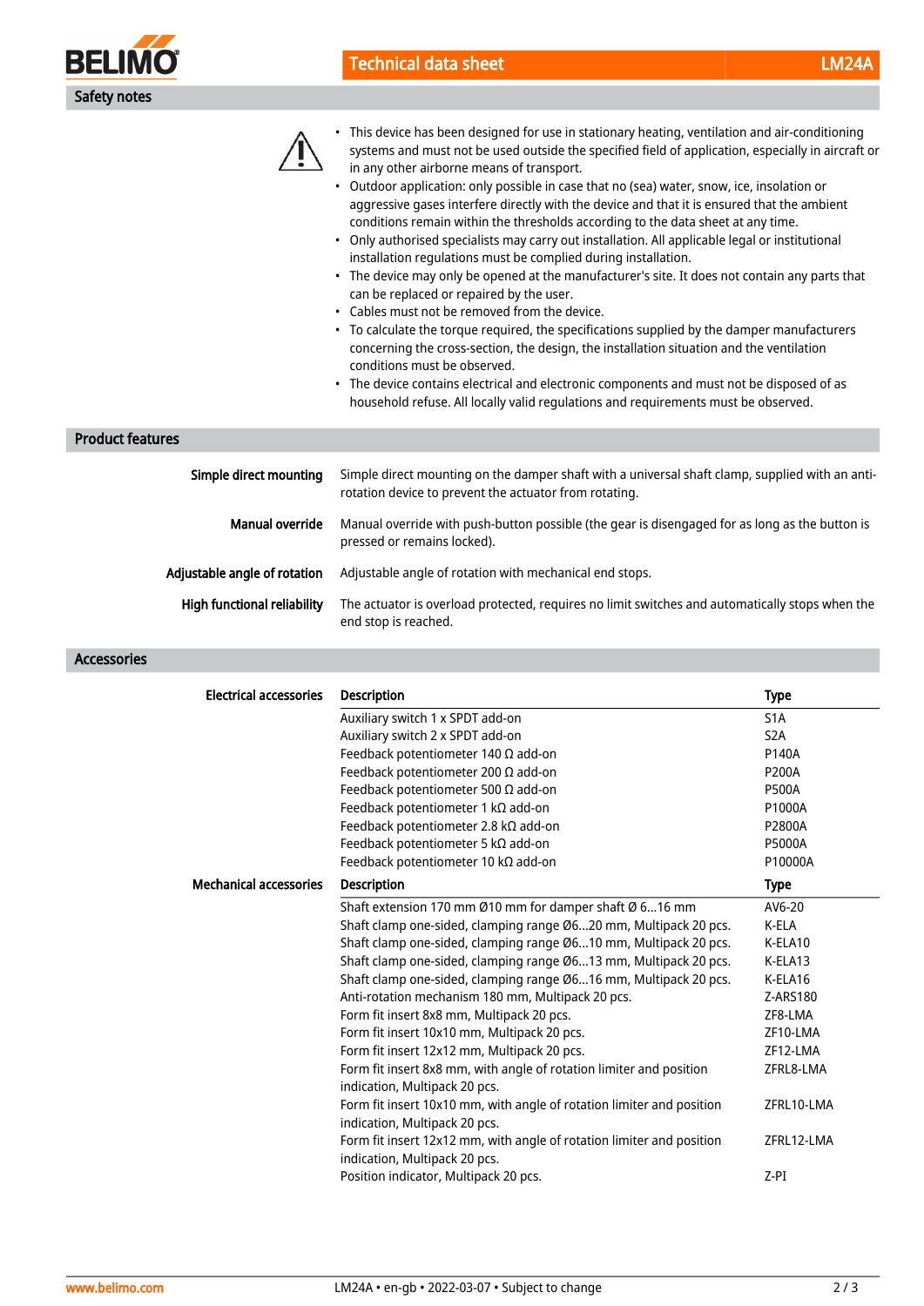## Safety notes

- This device has been designed for use in stationary heating, ventilation and air-conditioning systems and must not be used outside the specified field of application, especially in aircraft or in any other airborne means of transport.
- Outdoor application: only possible in case that no (sea) water, snow, ice, insolation or aggressive gases interfere directly with the device and that it is ensured that the ambient conditions remain within the thresholds according to the data sheet at any time.
- Only authorised specialists may carry out installation. All applicable legal or institutional installation regulations must be complied during installation.
- The device may only be opened at the manufacturer's site. It does not contain any parts that can be replaced or repaired by the user.
- Cables must not be removed from the device.
- To calculate the torque required, the specifications supplied by the damper manufacturers concerning the cross-section, the design, the installation situation and the ventilation conditions must be observed.
- The device contains electrical and electronic components and must not be disposed of as household refuse. All locally valid regulations and requirements must be observed.

## Product features

**Simple direct mounting**
Simple direct mounting on the damper shaft with a universal shaft clamp, supplied with an anti-rotation device to prevent the actuator from rotating.

**Manual override**
Manual override with push-button possible (the gear is disengaged for as long as the button is pressed or remains locked).

**Adjustable angle of rotation**
Adjustable angle of rotation with mechanical end stops.

**High functional reliability**
The actuator is overload protected, requires no limit switches and automatically stops when the end stop is reached.

## Accessories

**Electrical accessories**

| Description | Type |
|---|---|
| Auxiliary switch 1 x SPDT add-on | S1A |
| Auxiliary switch 2 x SPDT add-on | S2A |
| Feedback potentiometer 140 Ω add-on | P140A |
| Feedback potentiometer 200 Ω add-on | P200A |
| Feedback potentiometer 500 Ω add-on | P500A |
| Feedback potentiometer 1 kΩ add-on | P1000A |
| Feedback potentiometer 2.8 kΩ add-on | P2800A |
| Feedback potentiometer 5 kΩ add-on | P5000A |
| Feedback potentiometer 10 kΩ add-on | P10000A |

**Mechanical accessories**

| Description | Type |
|---|---|
| Shaft extension 170 mm Ø10 mm for damper shaft Ø 6...16 mm | AV6-20 |
| Shaft clamp one-sided, clamping range Ø6...20 mm, Multipack 20 pcs. | K-ELA |
| Shaft clamp one-sided, clamping range Ø6...10 mm, Multipack 20 pcs. | K-ELA10 |
| Shaft clamp one-sided, clamping range Ø6...13 mm, Multipack 20 pcs. | K-ELA13 |
| Shaft clamp one-sided, clamping range Ø6...16 mm, Multipack 20 pcs. | K-ELA16 |
| Anti-rotation mechanism 180 mm, Multipack 20 pcs. | Z-ARS180 |
| Form fit insert 8x8 mm, Multipack 20 pcs. | ZF8-LMA |
| Form fit insert 10x10 mm, Multipack 20 pcs. | ZF10-LMA |
| Form fit insert 12x12 mm, Multipack 20 pcs. | ZF12-LMA |
| Form fit insert 8x8 mm, with angle of rotation limiter and position indication, Multipack 20 pcs. | ZFRL8-LMA |
| Form fit insert 10x10 mm, with angle of rotation limiter and position indication, Multipack 20 pcs. | ZFRL10-LMA |
| Form fit insert 12x12 mm, with angle of rotation limiter and position indication, Multipack 20 pcs. | ZFRL12-LMA |
| Position indicator, Multipack 20 pcs. | Z-PI |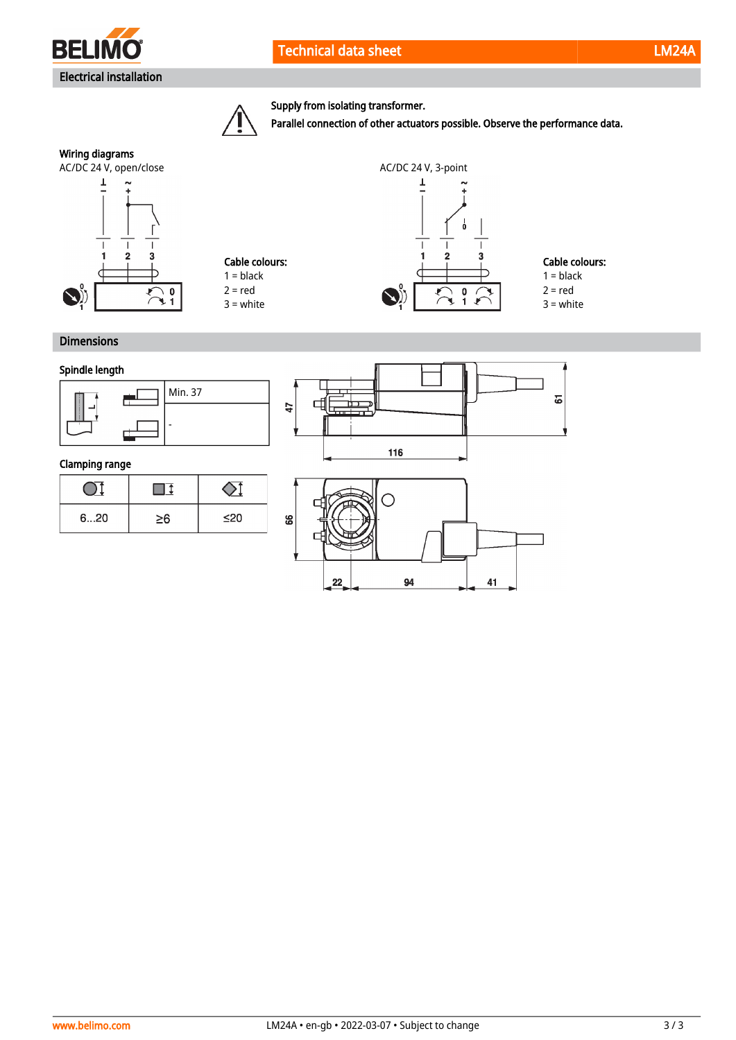## Electrical installation

**Supply from isolating transformer.**

**Parallel connection of other actuators possible. Observe the performance data.**

### Wiring diagrams

AC/DC 24 V, open/close

⊥ ~
–+
1 2 3
0
1

**Cable colours:**
1 = black
2 = red
3 = white

AC/DC 24 V, 3-point

⊥ ~
–+
0
1 2 3
0
1

**Cable colours:**
1 = black
2 = red
3 = white

## Dimensions

### Spindle length

| | | |
|---|---|---|
| L | | Min. 37 |
| | | - |

### Clamping range

| ● | ■ | ◆ |
|---|---|---|
| 6...20 | ≥6 | ≤20 |

47
61
116
66
22
94
41